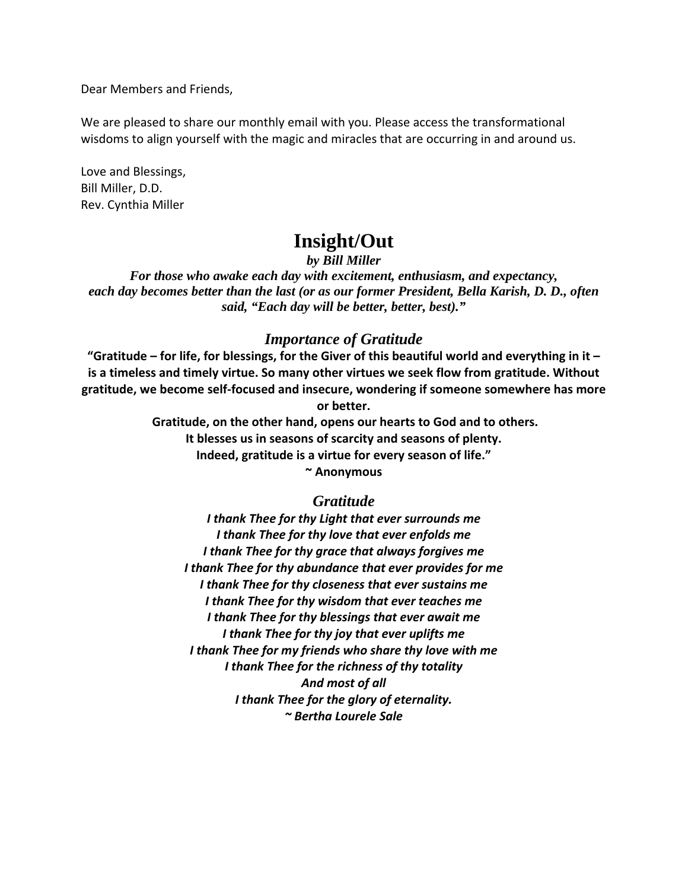Dear Members and Friends,

We are pleased to share our monthly email with you. Please access the transformational wisdoms to align yourself with the magic and miracles that are occurring in and around us.

Love and Blessings,
Bill Miller, D.D.
Rev. Cynthia Miller

# Insight/Out

***by Bill Miller***

***For those who awake each day with excitement, enthusiasm, and expectancy, each day becomes better than the last (or as our former President, Bella Karish, D. D., often said, "Each day will be better, better, best)."***

## *Importance of Gratitude*

**"Gratitude – for life, for blessings, for the Giver of this beautiful world and everything in it – is a timeless and timely virtue. So many other virtues we seek flow from gratitude. Without gratitude, we become self-focused and insecure, wondering if someone somewhere has more or better.**

**Gratitude, on the other hand, opens our hearts to God and to others.**
**It blesses us in seasons of scarcity and seasons of plenty.**
**Indeed, gratitude is a virtue for every season of life."**
**~ Anonymous**

## *Gratitude*

***I thank Thee for thy Light that ever surrounds me***
***I thank Thee for thy love that ever enfolds me***
***I thank Thee for thy grace that always forgives me***
***I thank Thee for thy abundance that ever provides for me***
***I thank Thee for thy closeness that ever sustains me***
***I thank Thee for thy wisdom that ever teaches me***
***I thank Thee for thy blessings that ever await me***
***I thank Thee for thy joy that ever uplifts me***
***I thank Thee for my friends who share thy love with me***
***I thank Thee for the richness of thy totality***
***And most of all***
***I thank Thee for the glory of eternality.***
***~ Bertha Lourele Sale***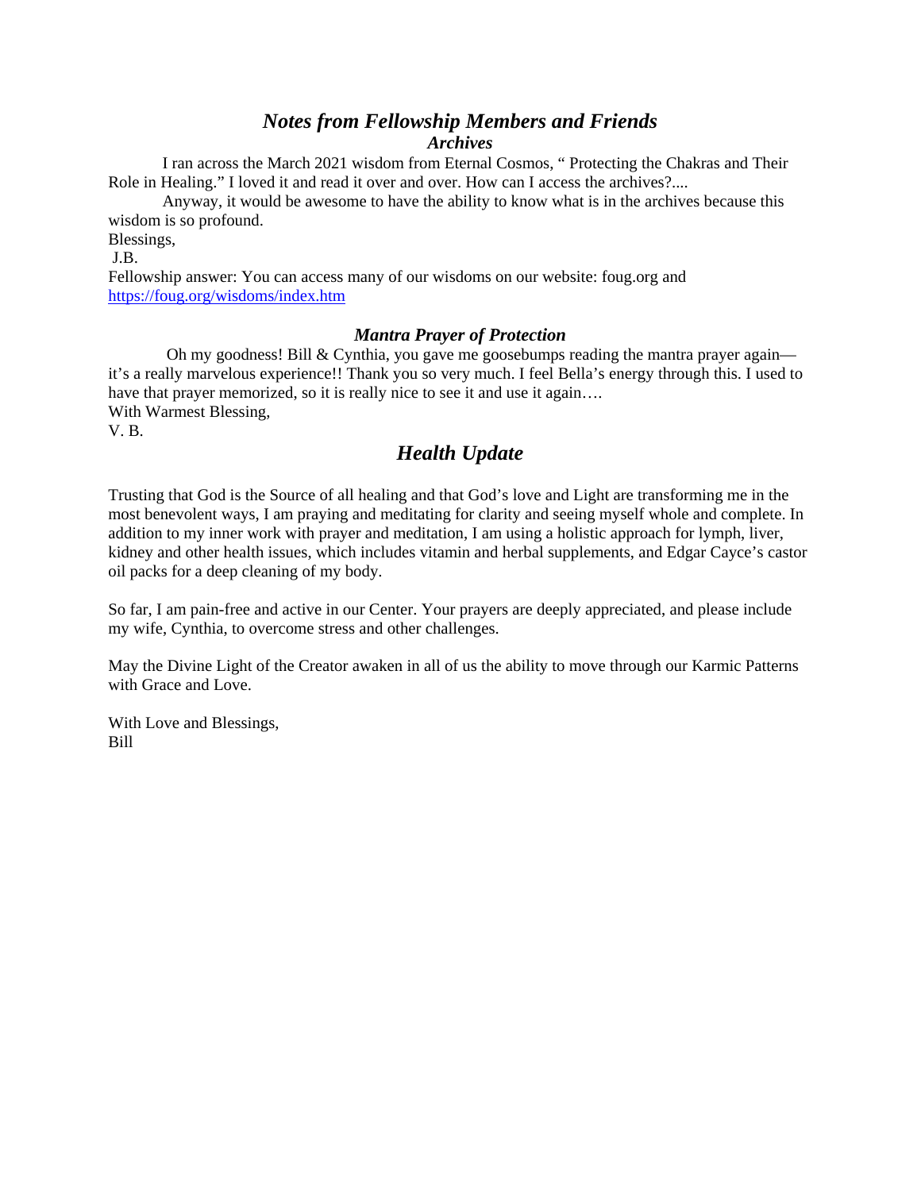## *Notes from Fellowship Members and Friends*

### *Archives*

I ran across the March 2021 wisdom from Eternal Cosmos, " Protecting the Chakras and Their Role in Healing." I loved it and read it over and over. How can I access the archives?....

Anyway, it would be awesome to have the ability to know what is in the archives because this wisdom is so profound.

Blessings,
J.B.

Fellowship answer: You can access many of our wisdoms on our website: foug.org and [https://foug.org/wisdoms/index.htm](https://foug.org/wisdoms/index.htm)

### *Mantra Prayer of Protection*

Oh my goodness! Bill & Cynthia, you gave me goosebumps reading the mantra prayer again—it's a really marvelous experience!! Thank you so very much. I feel Bella's energy through this. I used to have that prayer memorized, so it is really nice to see it and use it again….

With Warmest Blessing,
V. B.

## *Health Update*

Trusting that God is the Source of all healing and that God's love and Light are transforming me in the most benevolent ways, I am praying and meditating for clarity and seeing myself whole and complete. In addition to my inner work with prayer and meditation, I am using a holistic approach for lymph, liver, kidney and other health issues, which includes vitamin and herbal supplements, and Edgar Cayce's castor oil packs for a deep cleaning of my body.

So far, I am pain-free and active in our Center. Your prayers are deeply appreciated, and please include my wife, Cynthia, to overcome stress and other challenges.

May the Divine Light of the Creator awaken in all of us the ability to move through our Karmic Patterns with Grace and Love.

With Love and Blessings,
Bill